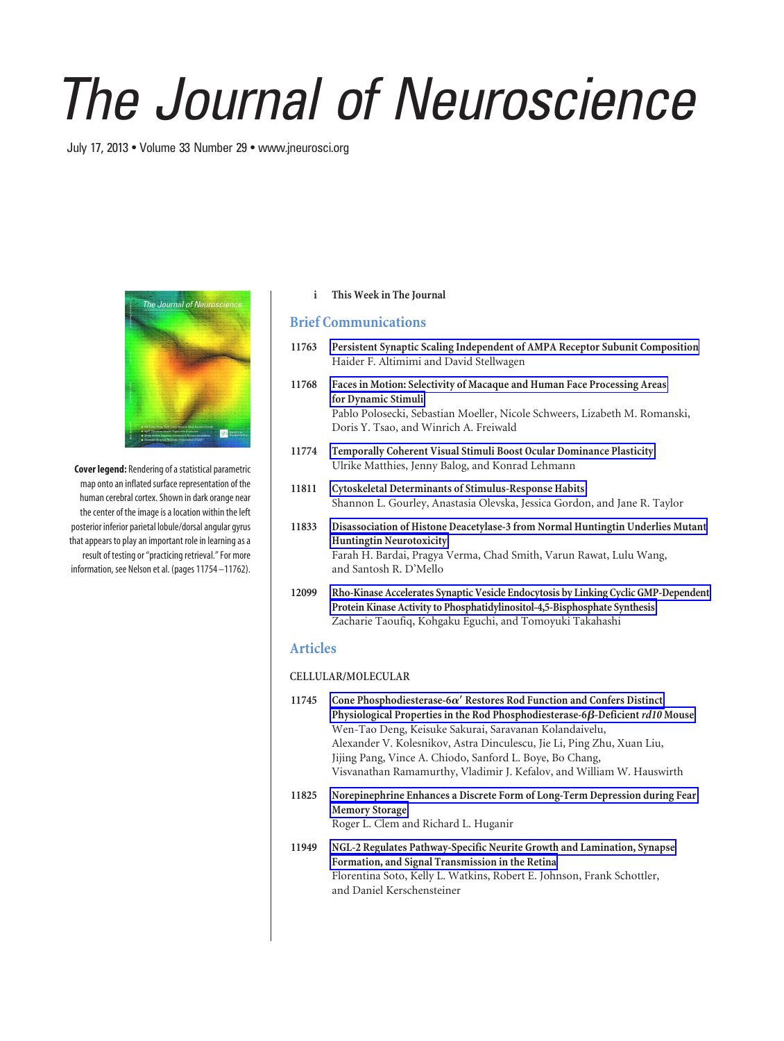# The Journal of Neuroscience

July 17, 2013 • Volume 33 Number 29 • www.jneurosci.org

**Cover legend:** Rendering of a statistical parametric map onto an inflated surface representation of the human cerebral cortex. Shown in dark orange near the center of the image is a location within the left posterior inferior parietal lobule/dorsal angular gyrus that appears to play an important role in learning as a result of testing or "practicing retrieval." For more information, see Nelson et al. (pages 11754–11762).

i **This Week in The Journal**

## Brief Communications

11763 **Persistent Synaptic Scaling Independent of AMPA Receptor Subunit Composition**
Haider F. Altimimi and David Stellwagen

11768 **Faces in Motion: Selectivity of Macaque and Human Face Processing Areas for Dynamic Stimuli**
Pablo Polosecki, Sebastian Moeller, Nicole Schweers, Lizabeth M. Romanski, Doris Y. Tsao, and Winrich A. Freiwald

11774 **Temporally Coherent Visual Stimuli Boost Ocular Dominance Plasticity**
Ulrike Matthies, Jenny Balog, and Konrad Lehmann

11811 **Cytoskeletal Determinants of Stimulus-Response Habits**
Shannon L. Gourley, Anastasia Olevska, Jessica Gordon, and Jane R. Taylor

11833 **Disassociation of Histone Deacetylase-3 from Normal Huntingtin Underlies Mutant Huntingtin Neurotoxicity**
Farah H. Bardai, Pragya Verma, Chad Smith, Varun Rawat, Lulu Wang, and Santosh R. D'Mello

12099 **Rho-Kinase Accelerates Synaptic Vesicle Endocytosis by Linking Cyclic GMP-Dependent Protein Kinase Activity to Phosphatidylinositol-4,5-Bisphosphate Synthesis**
Zacharie Taoufiq, Kohgaku Eguchi, and Tomoyuki Takahashi

## Articles

### CELLULAR/MOLECULAR

11745 **Cone Phosphodiesterase-6$\alpha'$ Restores Rod Function and Confers Distinct Physiological Properties in the Rod Phosphodiesterase-6$\beta$-Deficient *rd10* Mouse**
Wen-Tao Deng, Keisuke Sakurai, Saravanan Kolandaivelu, Alexander V. Kolesnikov, Astra Dinculescu, Jie Li, Ping Zhu, Xuan Liu, Jijing Pang, Vince A. Chiodo, Sanford L. Boye, Bo Chang, Visvanathan Ramamurthy, Vladimir J. Kefalov, and William W. Hauswirth

11825 **Norepinephrine Enhances a Discrete Form of Long-Term Depression during Fear Memory Storage**
Roger L. Clem and Richard L. Huganir

11949 **NGL-2 Regulates Pathway-Specific Neurite Growth and Lamination, Synapse Formation, and Signal Transmission in the Retina**
Florentina Soto, Kelly L. Watkins, Robert E. Johnson, Frank Schottler, and Daniel Kerschensteiner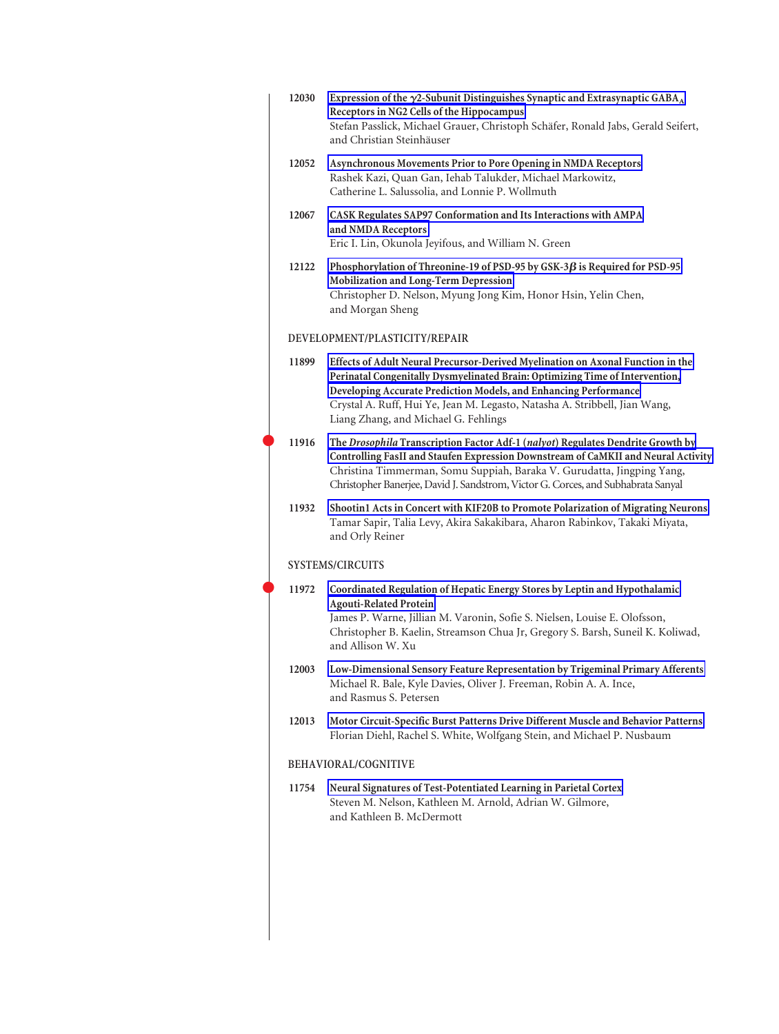**12030** Expression of the $\gamma$2-Subunit Distinguishes Synaptic and Extrasynaptic $GABA_A$ Receptors in NG2 Cells of the Hippocampus
Stefan Passlick, Michael Grauer, Christoph Schäfer, Ronald Jabs, Gerald Seifert, and Christian Steinhäuser

**12052** Asynchronous Movements Prior to Pore Opening in NMDA Receptors
Rashek Kazi, Quan Gan, Iehab Talukder, Michael Markowitz, Catherine L. Salussolia, and Lonnie P. Wollmuth

**12067** CASK Regulates SAP97 Conformation and Its Interactions with AMPA and NMDA Receptors
Eric I. Lin, Okunola Jeyifous, and William N. Green

**12122** Phosphorylation of Threonine-19 of PSD-95 by GSK-3$\beta$ is Required for PSD-95 Mobilization and Long-Term Depression
Christopher D. Nelson, Myung Jong Kim, Honor Hsin, Yelin Chen, and Morgan Sheng

## DEVELOPMENT/PLASTICITY/REPAIR

**11899** Effects of Adult Neural Precursor-Derived Myelination on Axonal Function in the Perinatal Congenitally Dysmyelinated Brain: Optimizing Time of Intervention, Developing Accurate Prediction Models, and Enhancing Performance
Crystal A. Ruff, Hui Ye, Jean M. Legasto, Natasha A. Stribbell, Jian Wang, Liang Zhang, and Michael G. Fehlings

**11916** The *Drosophila* Transcription Factor Adf-1 (*nalyot*) Regulates Dendrite Growth by Controlling FasII and Staufen Expression Downstream of CaMKII and Neural Activity
Christina Timmerman, Somu Suppiah, Baraka V. Gurudatta, Jingping Yang, Christopher Banerjee, David J. Sandstrom, Victor G. Corces, and Subhabrata Sanyal

**11932** Shootin1 Acts in Concert with KIF20B to Promote Polarization of Migrating Neurons
Tamar Sapir, Talia Levy, Akira Sakakibara, Aharon Rabinkov, Takaki Miyata, and Orly Reiner

## SYSTEMS/CIRCUITS

**11972** Coordinated Regulation of Hepatic Energy Stores by Leptin and Hypothalamic Agouti-Related Protein
James P. Warne, Jillian M. Varonin, Sofie S. Nielsen, Louise E. Olofsson, Christopher B. Kaelin, Streamson Chua Jr, Gregory S. Barsh, Suneil K. Koliwad, and Allison W. Xu

**12003** Low-Dimensional Sensory Feature Representation by Trigeminal Primary Afferents
Michael R. Bale, Kyle Davies, Oliver J. Freeman, Robin A. A. Ince, and Rasmus S. Petersen

**12013** Motor Circuit-Specific Burst Patterns Drive Different Muscle and Behavior Patterns
Florian Diehl, Rachel S. White, Wolfgang Stein, and Michael P. Nusbaum

## BEHAVIORAL/COGNITIVE

**11754** Neural Signatures of Test-Potentiated Learning in Parietal Cortex
Steven M. Nelson, Kathleen M. Arnold, Adrian W. Gilmore, and Kathleen B. McDermott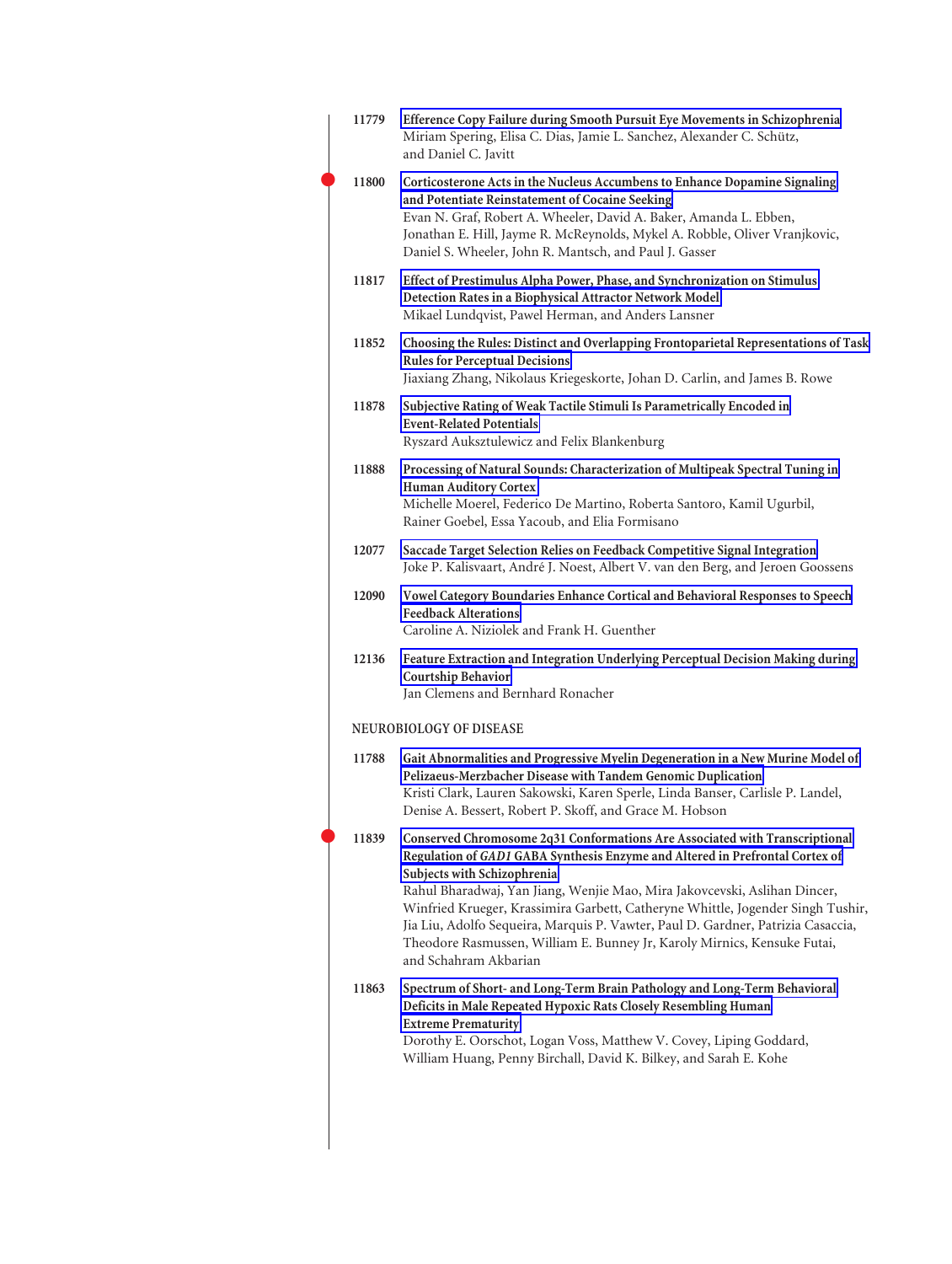11779 **Efference Copy Failure during Smooth Pursuit Eye Movements in Schizophrenia**
Miriam Spering, Elisa C. Dias, Jamie L. Sanchez, Alexander C. Schütz, and Daniel C. Javitt

11800 **Corticosterone Acts in the Nucleus Accumbens to Enhance Dopamine Signaling and Potentiate Reinstatement of Cocaine Seeking**
Evan N. Graf, Robert A. Wheeler, David A. Baker, Amanda L. Ebben, Jonathan E. Hill, Jayme R. McReynolds, Mykel A. Robble, Oliver Vrajkovic, Daniel S. Wheeler, John R. Mantsch, and Paul J. Gasser

11817 **Effect of Prestimulus Alpha Power, Phase, and Synchronization on Stimulus Detection Rates in a Biophysical Attractor Network Model**
Mikael Lundqvist, Pawel Herman, and Anders Lansner

11852 **Choosing the Rules: Distinct and Overlapping Frontoparietal Representations of Task Rules for Perceptual Decisions**
Jiaxiang Zhang, Nikolaus Kriegeskorte, Johan D. Carlin, and James B. Rowe

11878 **Subjective Rating of Weak Tactile Stimuli Is Parametrically Encoded in Event-Related Potentials**
Ryszard Auksztulewicz and Felix Blankenburg

11888 **Processing of Natural Sounds: Characterization of Multipeak Spectral Tuning in Human Auditory Cortex**
Michelle Moerel, Federico De Martino, Roberta Santoro, Kamil Ugurbil, Rainer Goebel, Essa Yacoub, and Elia Formisano

12077 **Saccade Target Selection Relies on Feedback Competitive Signal Integration**
Joke P. Kalisvaart, André J. Noest, Albert V. van den Berg, and Jeroen Goossens

12090 **Vowel Category Boundaries Enhance Cortical and Behavioral Responses to Speech Feedback Alterations**
Caroline A. Niziolek and Frank H. Guenther

12136 **Feature Extraction and Integration Underlying Perceptual Decision Making during Courtship Behavior**
Jan Clemens and Bernhard Ronacher

## NEUROBIOLOGY OF DISEASE

11788 **Gait Abnormalities and Progressive Myelin Degeneration in a New Murine Model of Pelizaeus-Merzbacher Disease with Tandem Genomic Duplication**
Kristi Clark, Lauren Sakowski, Karen Sperle, Linda Banser, Carlisle P. Landel, Denise A. Bessert, Robert P. Skoff, and Grace M. Hobson

11839 **Conserved Chromosome 2q31 Conformations Are Associated with Transcriptional Regulation of *GAD1* GABA Synthesis Enzyme and Altered in Prefrontal Cortex of Subjects with Schizophrenia**
Rahul Bharadwaj, Yan Jiang, Wenjie Mao, Mira Jakovcevski, Aslihan Dincer, Winfried Krueger, Krassimira Garbett, Catheryne Whittle, Jogender Singh Tushir, Jia Liu, Adolfo Sequeira, Marquis P. Vawter, Paul D. Gardner, Patrizia Casaccia, Theodore Rasmussen, William E. Bunney Jr, Karoly Mirnics, Kensuke Futai, and Schahram Akbarian

11863 **Spectrum of Short- and Long-Term Brain Pathology and Long-Term Behavioral Deficits in Male Repeated Hypoxic Rats Closely Resembling Human Extreme Prematurity**
Dorothy E. Oorschot, Logan Voss, Matthew V. Covey, Liping Goddard, William Huang, Penny Birchall, David K. Bilkey, and Sarah E. Kohe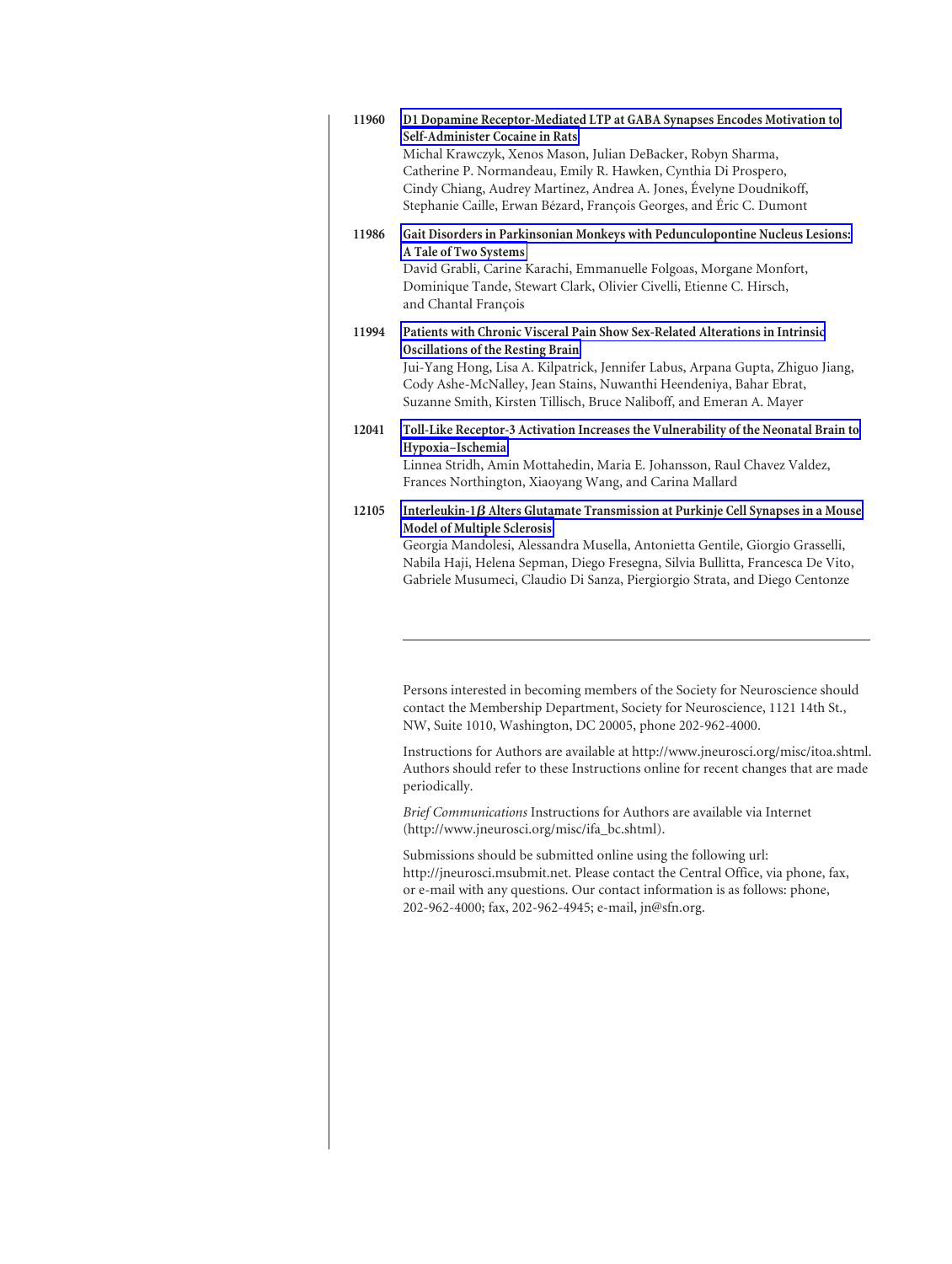11960 **D1 Dopamine Receptor-Mediated LTP at GABA Synapses Encodes Motivation to Self-Administer Cocaine in Rats**
Michal Krawczyk, Xenos Mason, Julian DeBacker, Robyn Sharma, Catherine P. Normandeau, Emily R. Hawken, Cynthia Di Prospero, Cindy Chiang, Audrey Martinez, Andrea A. Jones, Évelyne Doudnikoff, Stephanie Caille, Erwan Bézard, François Georges, and Éric C. Dumont

11986 **Gait Disorders in Parkinsonian Monkeys with Pedunculopontine Nucleus Lesions: A Tale of Two Systems**
David Grabli, Carine Karachi, Emmanuelle Folgoas, Morgane Monfort, Dominique Tande, Stewart Clark, Olivier Civelli, Etienne C. Hirsch, and Chantal François

11994 **Patients with Chronic Visceral Pain Show Sex-Related Alterations in Intrinsic Oscillations of the Resting Brain**
Jui-Yang Hong, Lisa A. Kilpatrick, Jennifer Labus, Arpana Gupta, Zhiguo Jiang, Cody Ashe-McNalley, Jean Stains, Nuwanthi Heendeniya, Bahar Ebrat, Suzanne Smith, Kirsten Tillisch, Bruce Naliboff, and Emeran A. Mayer

12041 **Toll-Like Receptor-3 Activation Increases the Vulnerability of the Neonatal Brain to Hypoxia–Ischemia**
Linnea Stridh, Amin Mottahedin, Maria E. Johansson, Raul Chavez Valdez, Frances Northington, Xiaoyang Wang, and Carina Mallard

12105 **Interleukin-1$\beta$ Alters Glutamate Transmission at Purkinje Cell Synapses in a Mouse Model of Multiple Sclerosis**
Georgia Mandolesi, Alessandra Musella, Antonietta Gentile, Giorgio Grasselli, Nabila Haji, Helena Sepman, Diego Fresegna, Silvia Bullitta, Francesca De Vito, Gabriele Musumeci, Claudio Di Sanza, Piergiorgio Strata, and Diego Centonze

---

Persons interested in becoming members of the Society for Neuroscience should contact the Membership Department, Society for Neuroscience, 1121 14th St., NW, Suite 1010, Washington, DC 20005, phone 202-962-4000.

Instructions for Authors are available at http://www.jneurosci.org/misc/itoa.shtml. Authors should refer to these Instructions online for recent changes that are made periodically.

*Brief Communications* Instructions for Authors are available via Internet (http://www.jneurosci.org/misc/ifa_bc.shtml).

Submissions should be submitted online using the following url: http://jneurosci.msubmit.net. Please contact the Central Office, via phone, fax, or e-mail with any questions. Our contact information is as follows: phone, 202-962-4000; fax, 202-962-4945; e-mail, jn@sfn.org.